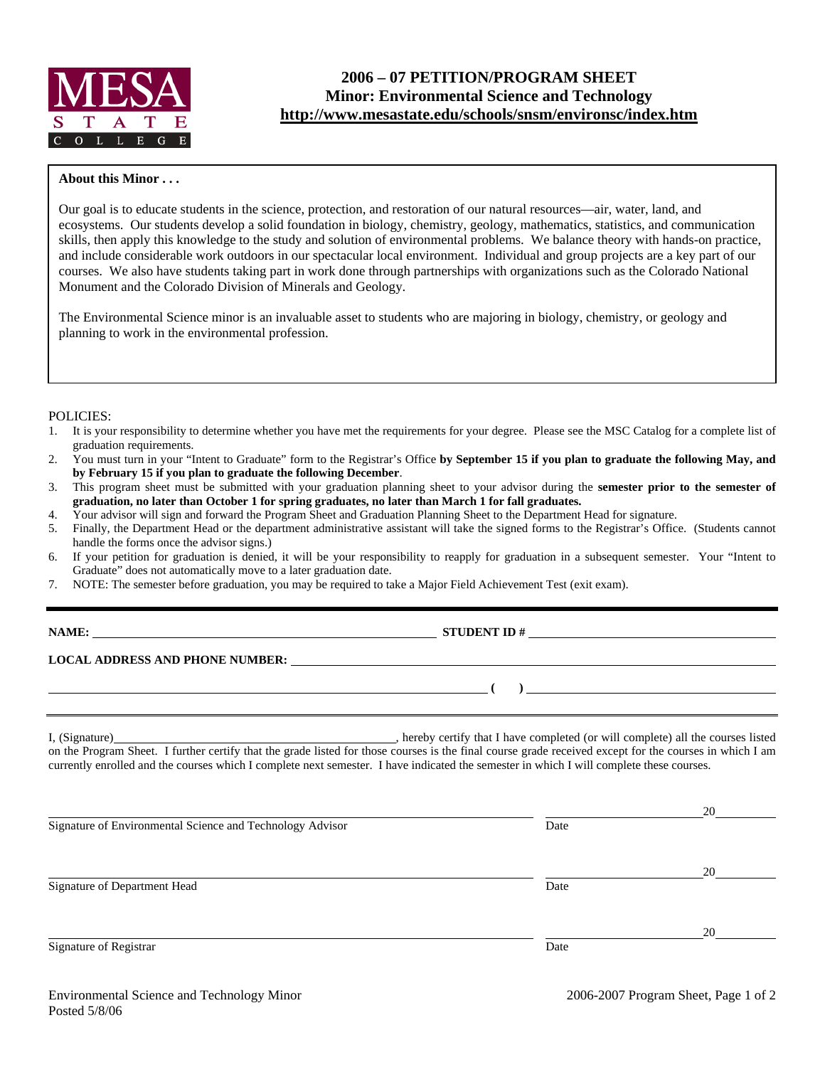MESA STATE COLLEGE

# 2006 – 07 PETITION/PROGRAM SHEET
## Minor: Environmental Science and Technology
**http://www.mesastate.edu/schools/snsm/environsc/index.htm**

**About this Minor . . .**

Our goal is to educate students in the science, protection, and restoration of our natural resources—air, water, land, and ecosystems. Our students develop a solid foundation in biology, chemistry, geology, mathematics, statistics, and communication skills, then apply this knowledge to the study and solution of environmental problems. We balance theory with hands-on practice, and include considerable work outdoors in our spectacular local environment. Individual and group projects are a key part of our courses. We also have students taking part in work done through partnerships with organizations such as the Colorado National Monument and the Colorado Division of Minerals and Geology.

The Environmental Science minor is an invaluable asset to students who are majoring in biology, chemistry, or geology and planning to work in the environmental profession.

POLICIES:

1. It is your responsibility to determine whether you have met the requirements for your degree. Please see the MSC Catalog for a complete list of graduation requirements.
2. You must turn in your "Intent to Graduate" form to the Registrar's Office **by September 15 if you plan to graduate the following May, and by February 15 if you plan to graduate the following December**.
3. This program sheet must be submitted with your graduation planning sheet to your advisor during the **semester prior to the semester of graduation, no later than October 1 for spring graduates, no later than March 1 for fall graduates.**
4. Your advisor will sign and forward the Program Sheet and Graduation Planning Sheet to the Department Head for signature.
5. Finally, the Department Head or the department administrative assistant will take the signed forms to the Registrar's Office. (Students cannot handle the forms once the advisor signs.)
6. If your petition for graduation is denied, it will be your responsibility to reapply for graduation in a subsequent semester. Your "Intent to Graduate" does not automatically move to a later graduation date.
7. NOTE: The semester before graduation, you may be required to take a Major Field Achievement Test (exit exam).

---

**NAME:** ______________________________ **STUDENT ID #** ______________________________

**LOCAL ADDRESS AND PHONE NUMBER:** ______________________________

______________________________ **( )** ______________________________

---

I, (Signature)______________________________, hereby certify that I have completed (or will complete) all the courses listed on the Program Sheet. I further certify that the grade listed for those courses is the final course grade received except for the courses in which I am currently enrolled and the courses which I complete next semester. I have indicated the semester in which I will complete these courses.

______________________________ ______________ 20______
Signature of Environmental Science and Technology Advisor Date

______________________________ ______________ 20______
Signature of Department Head Date

______________________________ ______________ 20______
Signature of Registrar Date

Environmental Science and Technology Minor
Posted 5/8/06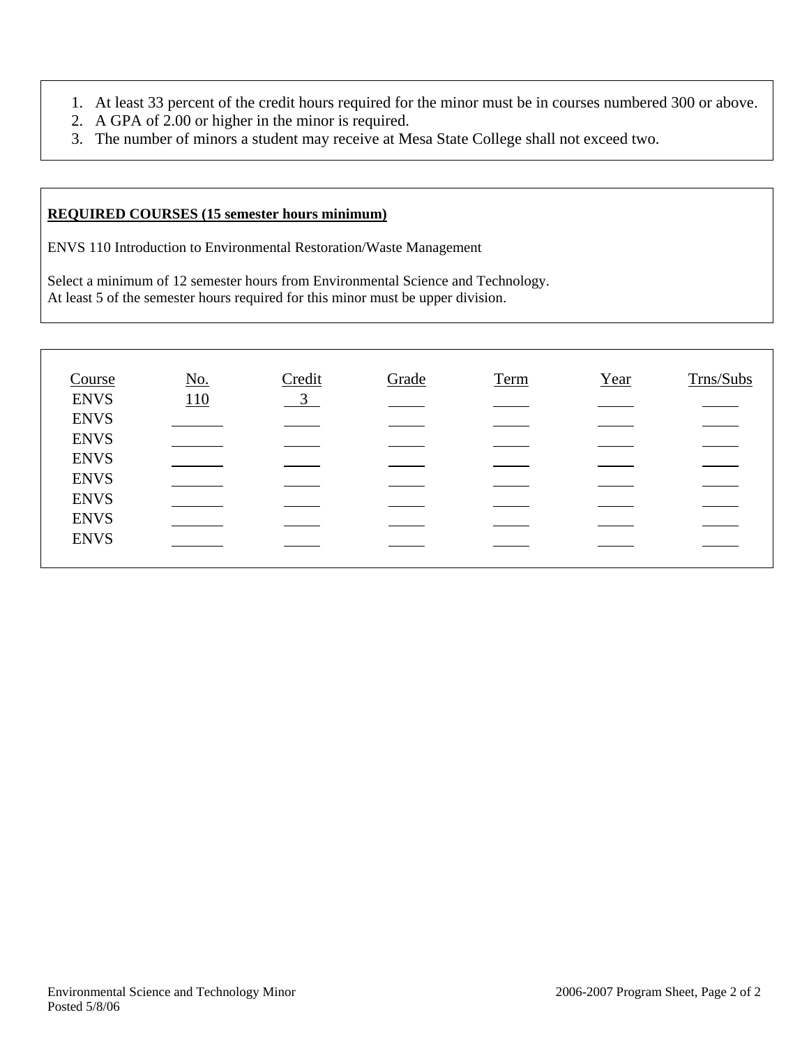1. At least 33 percent of the credit hours required for the minor must be in courses numbered 300 or above.
2. A GPA of 2.00 or higher in the minor is required.
3. The number of minors a student may receive at Mesa State College shall not exceed two.

**REQUIRED COURSES (15 semester hours minimum)**

ENVS 110 Introduction to Environmental Restoration/Waste Management

Select a minimum of 12 semester hours from Environmental Science and Technology.
At least 5 of the semester hours required for this minor must be upper division.

| Course | No. | Credit | Grade | Term | Year | Trns/Subs |
|---|---|---|---|---|---|---|
| ENVS | 110 | 3 | | | | |
| ENVS | | | | | | |
| ENVS | | | | | | |
| ENVS | | | | | | |
| ENVS | | | | | | |
| ENVS | | | | | | |
| ENVS | | | | | | |
| ENVS | | | | | | |